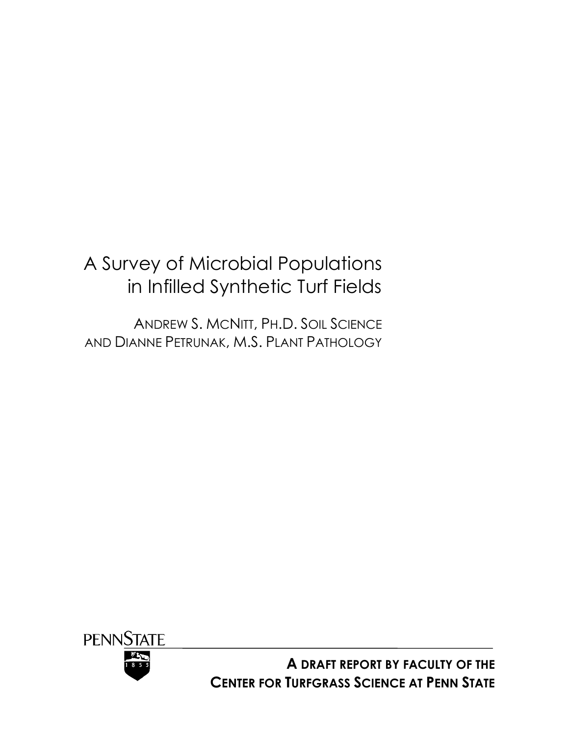# A Survey of Microbial Populations in Infilled Synthetic Turf Fields

ANDREW S. MCNITT, PH.D. SOIL SCIENCE AND DIANNE PETRUNAK, M.S. PLANT PATHOLOGY

PENNSTATE

1855

**A DRAFT REPORT BY FACULTY OF THE CENTER FOR TURFGRASS SCIENCE AT PENN STATE**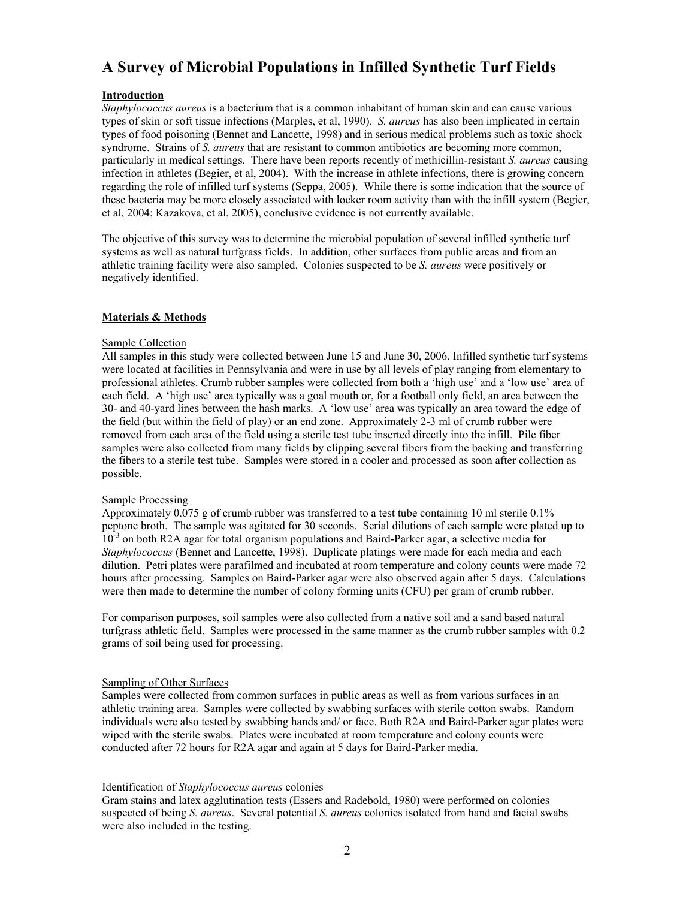# A Survey of Microbial Populations in Infilled Synthetic Turf Fields

## Introduction

*Staphylococcus aureus* is a bacterium that is a common inhabitant of human skin and can cause various types of skin or soft tissue infections (Marples, et al, 1990). *S. aureus* has also been implicated in certain types of food poisoning (Bennet and Lancette, 1998) and in serious medical problems such as toxic shock syndrome. Strains of *S. aureus* that are resistant to common antibiotics are becoming more common, particularly in medical settings. There have been reports recently of methicillin-resistant *S. aureus* causing infection in athletes (Begier, et al, 2004). With the increase in athlete infections, there is growing concern regarding the role of infilled turf systems (Seppa, 2005). While there is some indication that the source of these bacteria may be more closely associated with locker room activity than with the infill system (Begier, et al, 2004; Kazakova, et al, 2005), conclusive evidence is not currently available.

The objective of this survey was to determine the microbial population of several infilled synthetic turf systems as well as natural turfgrass fields. In addition, other surfaces from public areas and from an athletic training facility were also sampled. Colonies suspected to be *S. aureus* were positively or negatively identified.

## Materials & Methods

### Sample Collection

All samples in this study were collected between June 15 and June 30, 2006. Infilled synthetic turf systems were located at facilities in Pennsylvania and were in use by all levels of play ranging from elementary to professional athletes. Crumb rubber samples were collected from both a 'high use' and a 'low use' area of each field. A 'high use' area typically was a goal mouth or, for a football only field, an area between the 30- and 40-yard lines between the hash marks. A 'low use' area was typically an area toward the edge of the field (but within the field of play) or an end zone. Approximately 2-3 ml of crumb rubber were removed from each area of the field using a sterile test tube inserted directly into the infill. Pile fiber samples were also collected from many fields by clipping several fibers from the backing and transferring the fibers to a sterile test tube. Samples were stored in a cooler and processed as soon after collection as possible.

### Sample Processing

Approximately 0.075 g of crumb rubber was transferred to a test tube containing 10 ml sterile 0.1% peptone broth. The sample was agitated for 30 seconds. Serial dilutions of each sample were plated up to $10^{-3}$ on both R2A agar for total organism populations and Baird-Parker agar, a selective media for *Staphylococcus* (Bennet and Lancette, 1998). Duplicate platings were made for each media and each dilution. Petri plates were parafilmed and incubated at room temperature and colony counts were made 72 hours after processing. Samples on Baird-Parker agar were also observed again after 5 days. Calculations were then made to determine the number of colony forming units (CFU) per gram of crumb rubber.

For comparison purposes, soil samples were also collected from a native soil and a sand based natural turfgrass athletic field. Samples were processed in the same manner as the crumb rubber samples with 0.2 grams of soil being used for processing.

### Sampling of Other Surfaces

Samples were collected from common surfaces in public areas as well as from various surfaces in an athletic training area. Samples were collected by swabbing surfaces with sterile cotton swabs. Random individuals were also tested by swabbing hands and/ or face. Both R2A and Baird-Parker agar plates were wiped with the sterile swabs. Plates were incubated at room temperature and colony counts were conducted after 72 hours for R2A agar and again at 5 days for Baird-Parker media.

### Identification of *Staphylococcus aureus* colonies

Gram stains and latex agglutination tests (Essers and Radebold, 1980) were performed on colonies suspected of being *S. aureus*. Several potential *S. aureus* colonies isolated from hand and facial swabs were also included in the testing.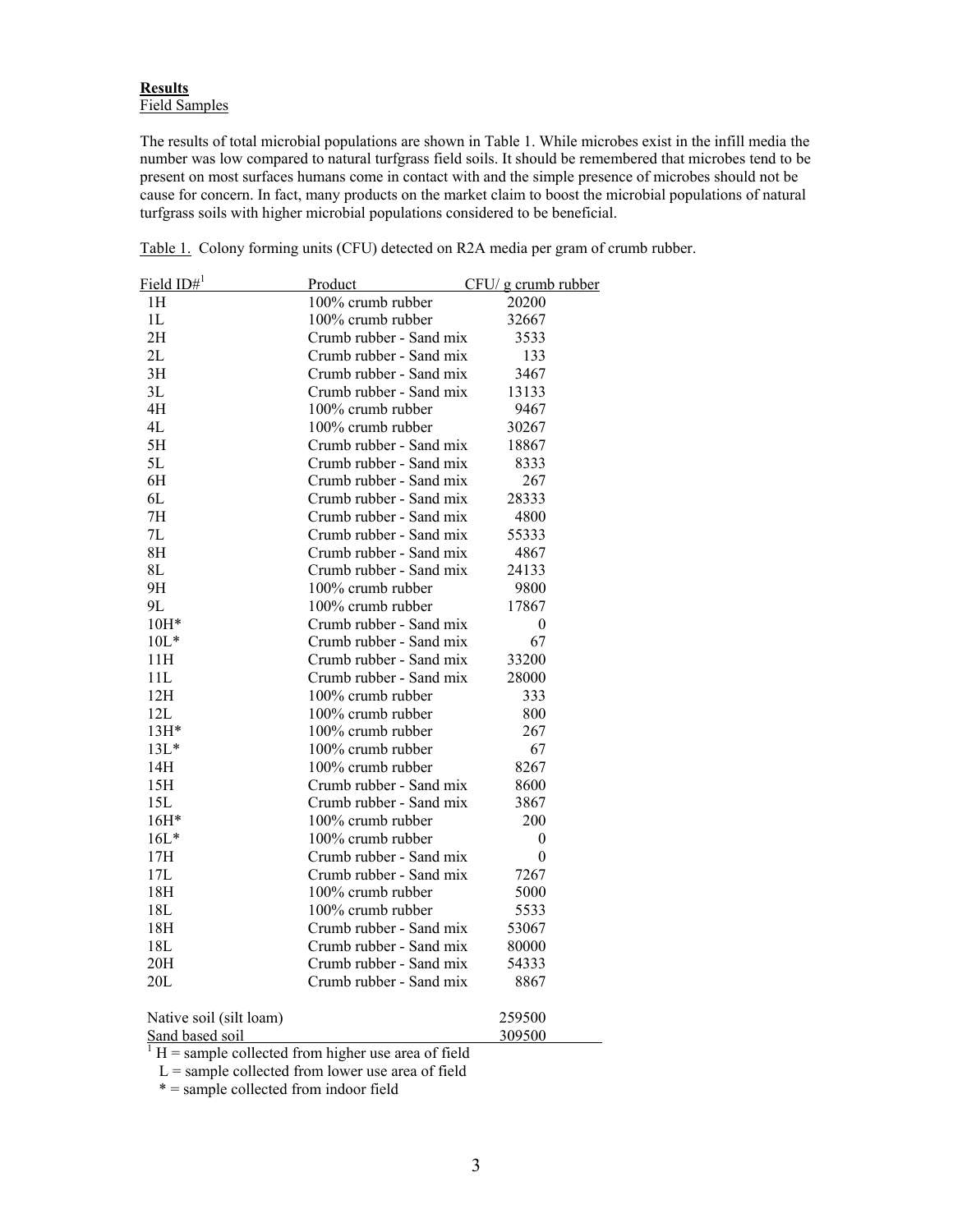**Results**

Field Samples

The results of total microbial populations are shown in Table 1. While microbes exist in the infill media the number was low compared to natural turfgrass field soils. It should be remembered that microbes tend to be present on most surfaces humans come in contact with and the simple presence of microbes should not be cause for concern. In fact, many products on the market claim to boost the microbial populations of natural turfgrass soils with higher microbial populations considered to be beneficial.

Table 1. Colony forming units (CFU) detected on R2A media per gram of crumb rubber.

| Field ID#[1] | Product | CFU/ g crumb rubber |
|---|---|---|
| 1H | 100% crumb rubber | 20200 |
| 1L | 100% crumb rubber | 32667 |
| 2H | Crumb rubber - Sand mix | 3533 |
| 2L | Crumb rubber - Sand mix | 133 |
| 3H | Crumb rubber - Sand mix | 3467 |
| 3L | Crumb rubber - Sand mix | 13133 |
| 4H | 100% crumb rubber | 9467 |
| 4L | 100% crumb rubber | 30267 |
| 5H | Crumb rubber - Sand mix | 18867 |
| 5L | Crumb rubber - Sand mix | 8333 |
| 6H | Crumb rubber - Sand mix | 267 |
| 6L | Crumb rubber - Sand mix | 28333 |
| 7H | Crumb rubber - Sand mix | 4800 |
| 7L | Crumb rubber - Sand mix | 55333 |
| 8H | Crumb rubber - Sand mix | 4867 |
| 8L | Crumb rubber - Sand mix | 24133 |
| 9H | 100% crumb rubber | 9800 |
| 9L | 100% crumb rubber | 17867 |
| 10H* | Crumb rubber - Sand mix | 0 |
| 10L* | Crumb rubber - Sand mix | 67 |
| 11H | Crumb rubber - Sand mix | 33200 |
| 11L | Crumb rubber - Sand mix | 28000 |
| 12H | 100% crumb rubber | 333 |
| 12L | 100% crumb rubber | 800 |
| 13H* | 100% crumb rubber | 267 |
| 13L* | 100% crumb rubber | 67 |
| 14H | 100% crumb rubber | 8267 |
| 15H | Crumb rubber - Sand mix | 8600 |
| 15L | Crumb rubber - Sand mix | 3867 |
| 16H* | 100% crumb rubber | 200 |
| 16L* | 100% crumb rubber | 0 |
| 17H | Crumb rubber - Sand mix | 0 |
| 17L | Crumb rubber - Sand mix | 7267 |
| 18H | 100% crumb rubber | 5000 |
| 18L | 100% crumb rubber | 5533 |
| 18H | Crumb rubber - Sand mix | 53067 |
| 18L | Crumb rubber - Sand mix | 80000 |
| 20H | Crumb rubber - Sand mix | 54333 |
| 20L | Crumb rubber - Sand mix | 8867 |
| Native soil (silt loam) | | 259500 |
| Sand based soil | | 309500 |

[1] H = sample collected from higher use area of field
L = sample collected from lower use area of field
\* = sample collected from indoor field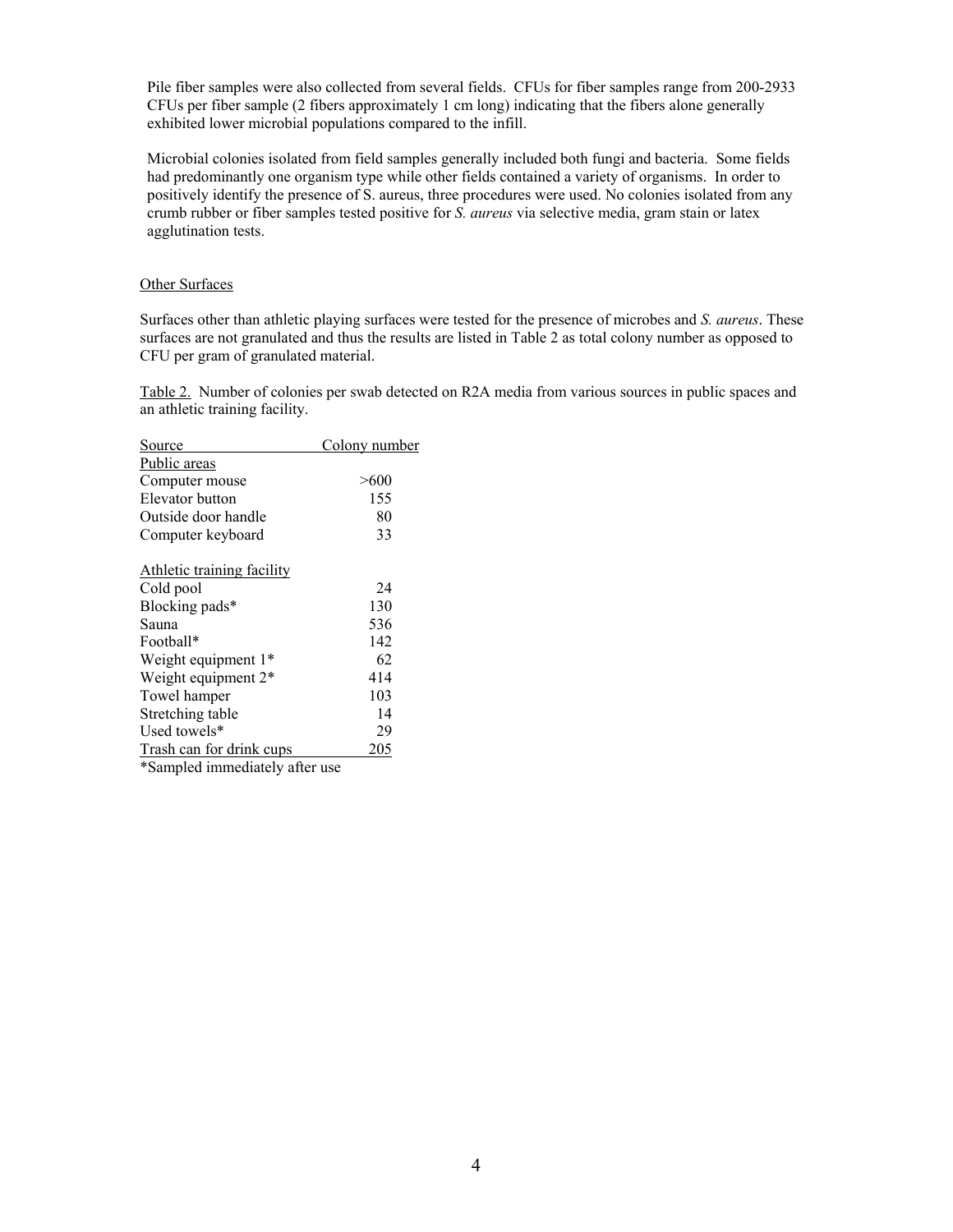Pile fiber samples were also collected from several fields. CFUs for fiber samples range from 200-2933 CFUs per fiber sample (2 fibers approximately 1 cm long) indicating that the fibers alone generally exhibited lower microbial populations compared to the infill.

Microbial colonies isolated from field samples generally included both fungi and bacteria. Some fields had predominantly one organism type while other fields contained a variety of organisms. In order to positively identify the presence of S. aureus, three procedures were used. No colonies isolated from any crumb rubber or fiber samples tested positive for *S. aureus* via selective media, gram stain or latex agglutination tests.

## Other Surfaces

Surfaces other than athletic playing surfaces were tested for the presence of microbes and *S. aureus*. These surfaces are not granulated and thus the results are listed in Table 2 as total colony number as opposed to CFU per gram of granulated material.

Table 2. Number of colonies per swab detected on R2A media from various sources in public spaces and an athletic training facility.

| Source | Colony number |
|---|---|
| Public areas | |
| Computer mouse | >600 |
| Elevator button | 155 |
| Outside door handle | 80 |
| Computer keyboard | 33 |
| | |
| Athletic training facility | |
| Cold pool | 24 |
| Blocking pads* | 130 |
| Sauna | 536 |
| Football* | 142 |
| Weight equipment 1* | 62 |
| Weight equipment 2* | 414 |
| Towel hamper | 103 |
| Stretching table | 14 |
| Used towels* | 29 |
| Trash can for drink cups | 205 |

*Sampled immediately after use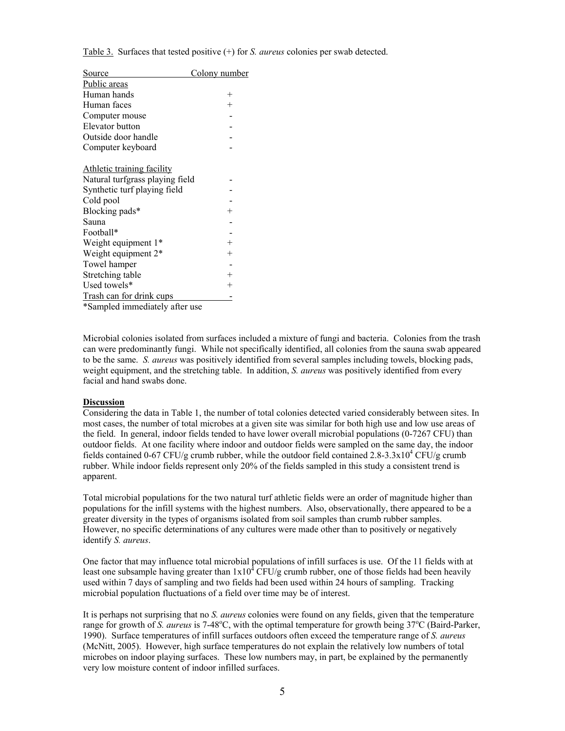Table 3. Surfaces that tested positive (+) for *S. aureus* colonies per swab detected.

| Source | Colony number |
|---|---|
| Public areas | |
| Human hands | + |
| Human faces | + |
| Computer mouse | - |
| Elevator button | - |
| Outside door handle | - |
| Computer keyboard | - |
| | |
| Athletic training facility | |
| Natural turfgrass playing field | - |
| Synthetic turf playing field | - |
| Cold pool | - |
| Blocking pads* | + |
| Sauna | - |
| Football* | - |
| Weight equipment 1* | + |
| Weight equipment 2* | + |
| Towel hamper | - |
| Stretching table | + |
| Used towels* | + |
| Trash can for drink cups | - |

*Sampled immediately after use

Microbial colonies isolated from surfaces included a mixture of fungi and bacteria. Colonies from the trash can were predominantly fungi. While not specifically identified, all colonies from the sauna swab appeared to be the same. *S. aureus* was positively identified from several samples including towels, blocking pads, weight equipment, and the stretching table. In addition, *S. aureus* was positively identified from every facial and hand swabs done.

## Discussion

Considering the data in Table 1, the number of total colonies detected varied considerably between sites. In most cases, the number of total microbes at a given site was similar for both high use and low use areas of the field. In general, indoor fields tended to have lower overall microbial populations (0-7267 CFU) than outdoor fields. At one facility where indoor and outdoor fields were sampled on the same day, the indoor fields contained 0-67 CFU/g crumb rubber, while the outdoor field contained 2.8-3.3x$10^4$ CFU/g crumb rubber. While indoor fields represent only 20% of the fields sampled in this study a consistent trend is apparent.

Total microbial populations for the two natural turf athletic fields were an order of magnitude higher than populations for the infill systems with the highest numbers. Also, observationally, there appeared to be a greater diversity in the types of organisms isolated from soil samples than crumb rubber samples. However, no specific determinations of any cultures were made other than to positively or negatively identify *S. aureus*.

One factor that may influence total microbial populations of infill surfaces is use. Of the 11 fields with at least one subsample having greater than 1x$10^4$ CFU/g crumb rubber, one of those fields had been heavily used within 7 days of sampling and two fields had been used within 24 hours of sampling. Tracking microbial population fluctuations of a field over time may be of interest.

It is perhaps not surprising that no *S. aureus* colonies were found on any fields, given that the temperature range for growth of *S. aureus* is 7-48°C, with the optimal temperature for growth being 37°C (Baird-Parker, 1990). Surface temperatures of infill surfaces outdoors often exceed the temperature range of *S. aureus* (McNitt, 2005). However, high surface temperatures do not explain the relatively low numbers of total microbes on indoor playing surfaces. These low numbers may, in part, be explained by the permanently very low moisture content of indoor infilled surfaces.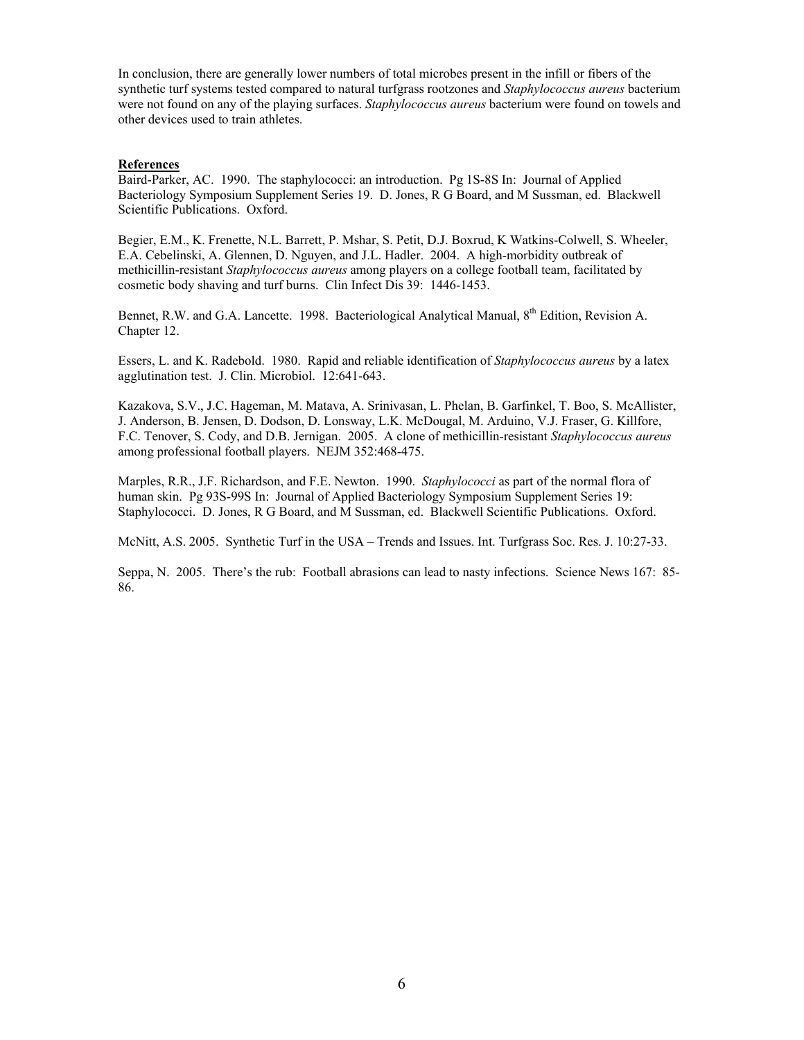In conclusion, there are generally lower numbers of total microbes present in the infill or fibers of the synthetic turf systems tested compared to natural turfgrass rootzones and *Staphylococcus aureus* bacterium were not found on any of the playing surfaces. *Staphylococcus aureus* bacterium were found on towels and other devices used to train athletes.

**References**

Baird-Parker, AC. 1990. The staphylococci: an introduction. Pg 1S-8S In: Journal of Applied Bacteriology Symposium Supplement Series 19. D. Jones, R G Board, and M Sussman, ed. Blackwell Scientific Publications. Oxford.

Begier, E.M., K. Frenette, N.L. Barrett, P. Mshar, S. Petit, D.J. Boxrud, K Watkins-Colwell, S. Wheeler, E.A. Cebelinski, A. Glennen, D. Nguyen, and J.L. Hadler. 2004. A high-morbidity outbreak of methicillin-resistant *Staphylococcus aureus* among players on a college football team, facilitated by cosmetic body shaving and turf burns. Clin Infect Dis 39: 1446-1453.

Bennet, R.W. and G.A. Lancette. 1998. Bacteriological Analytical Manual, 8th Edition, Revision A. Chapter 12.

Essers, L. and K. Radebold. 1980. Rapid and reliable identification of *Staphylococcus aureus* by a latex agglutination test. J. Clin. Microbiol. 12:641-643.

Kazakova, S.V., J.C. Hageman, M. Matava, A. Srinivasan, L. Phelan, B. Garfinkel, T. Boo, S. McAllister, J. Anderson, B. Jensen, D. Dodson, D. Lonsway, L.K. McDougal, M. Arduino, V.J. Fraser, G. Killfore, F.C. Tenover, S. Cody, and D.B. Jernigan. 2005. A clone of methicillin-resistant *Staphylococcus aureus* among professional football players. NEJM 352:468-475.

Marples, R.R., J.F. Richardson, and F.E. Newton. 1990. *Staphylococci* as part of the normal flora of human skin. Pg 93S-99S In: Journal of Applied Bacteriology Symposium Supplement Series 19: Staphylococci. D. Jones, R G Board, and M Sussman, ed. Blackwell Scientific Publications. Oxford.

McNitt, A.S. 2005. Synthetic Turf in the USA – Trends and Issues. Int. Turfgrass Soc. Res. J. 10:27-33.

Seppa, N. 2005. There's the rub: Football abrasions can lead to nasty infections. Science News 167: 85-86.